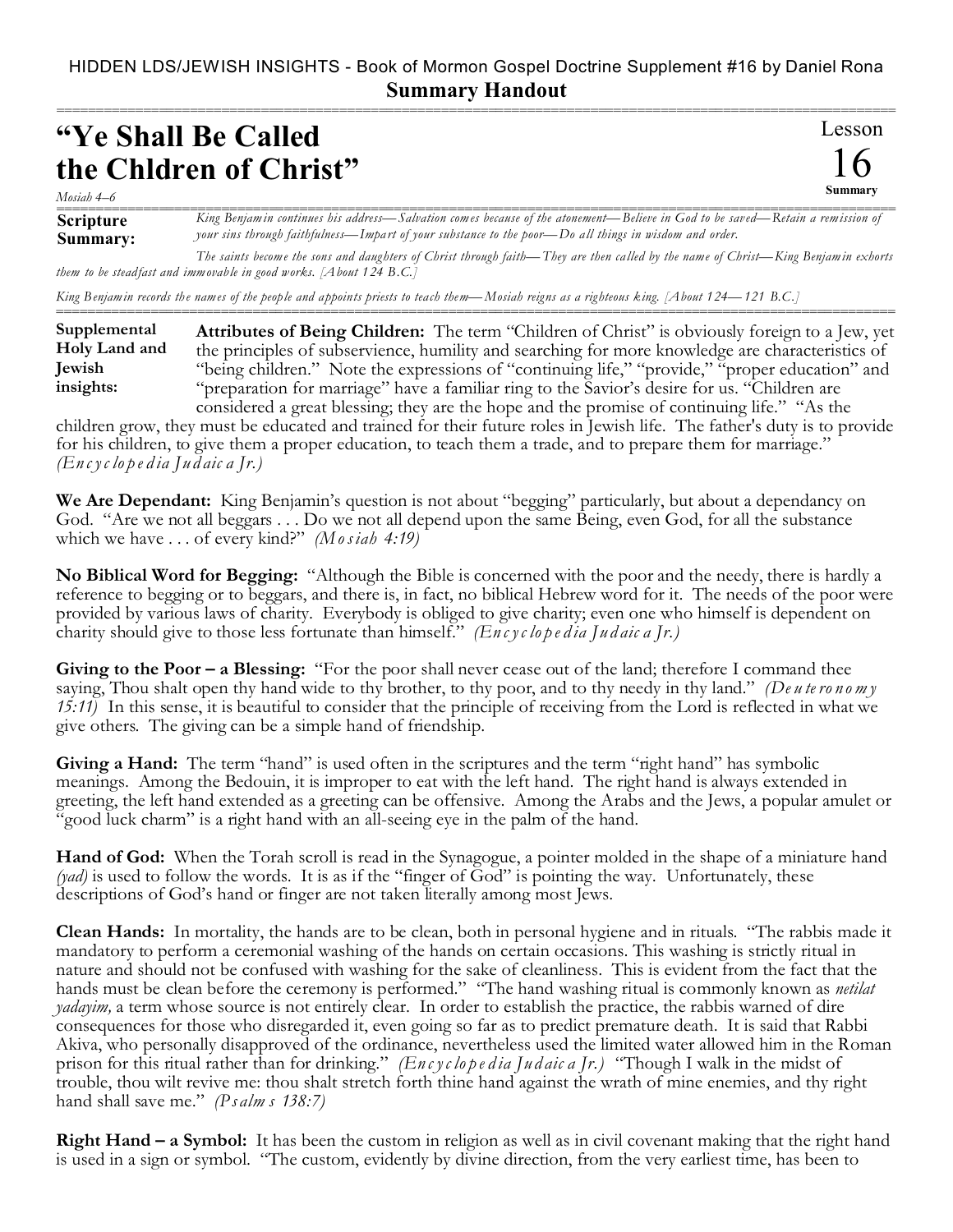HIDDEN LDS/JEWISH INSIGHTS - Book of Mormon Gospel Doctrine Supplement #16 by Daniel Rona

**Summary Handout**

# "Ye Shall Be Called the Chldren of Christ"

Lesson 16 Summary

*Mosiah 4–6*

**Scripture Summary:** *King Benjamin continues his address—Salvation comes because of the atonement—Believe in God to be saved—Retain a remission of your sins through faithfulness—Impart of your substance to the poor—Do all things in wisdom and order.*

*The saints become the sons and daughters of Christ through faith—They are then called by the name of Christ—King Benjamin exhorts them to be steadfast and immovable in good works. [About 124 B.C.]*

*King Benjamin records the names of the people and appoints priests to teach them—Mosiah reigns as a righteous king. [About 124—121 B.C.]*

**Supplemental Holy Land and Jewish insights:**

**Attributes of Being Children:** The term "Children of Christ" is obviously foreign to a Jew, yet the principles of subservience, humility and searching for more knowledge are characteristics of "being children." Note the expressions of "continuing life," "provide," "proper education" and "preparation for marriage" have a familiar ring to the Savior's desire for us. "Children are considered a great blessing; they are the hope and the promise of continuing life." "As the children grow, they must be educated and trained for their future roles in Jewish life. The father's duty is to provide for his children, to give them a proper education, to teach them a trade, and to prepare them for marriage." *(Encyclopedia Judaica Jr.)*

**We Are Dependant:** King Benjamin's question is not about "begging" particularly, but about a dependancy on God. "Are we not all beggars . . . Do we not all depend upon the same Being, even God, for all the substance which we have . . . of every kind?" *(Mosiah 4:19)*

**No Biblical Word for Begging:** "Although the Bible is concerned with the poor and the needy, there is hardly a reference to begging or to beggars, and there is, in fact, no biblical Hebrew word for it. The needs of the poor were provided by various laws of charity. Everybody is obliged to give charity; even one who himself is dependent on charity should give to those less fortunate than himself." *(Encyclopedia Judaica Jr.)*

**Giving to the Poor – a Blessing:** "For the poor shall never cease out of the land; therefore I command thee saying, Thou shalt open thy hand wide to thy brother, to thy poor, and to thy needy in thy land." *(Deuteronomy 15:11)* In this sense, it is beautiful to consider that the principle of receiving from the Lord is reflected in what we give others. The giving can be a simple hand of friendship.

**Giving a Hand:** The term "hand" is used often in the scriptures and the term "right hand" has symbolic meanings. Among the Bedouin, it is improper to eat with the left hand. The right hand is always extended in greeting, the left hand extended as a greeting can be offensive. Among the Arabs and the Jews, a popular amulet or "good luck charm" is a right hand with an all-seeing eye in the palm of the hand.

**Hand of God:** When the Torah scroll is read in the Synagogue, a pointer molded in the shape of a miniature hand *(yad)* is used to follow the words. It is as if the "finger of God" is pointing the way. Unfortunately, these descriptions of God's hand or finger are not taken literally among most Jews.

**Clean Hands:** In mortality, the hands are to be clean, both in personal hygiene and in rituals. "The rabbis made it mandatory to perform a ceremonial washing of the hands on certain occasions. This washing is strictly ritual in nature and should not be confused with washing for the sake of cleanliness. This is evident from the fact that the hands must be clean before the ceremony is performed." "The hand washing ritual is commonly known as *netilat yadayim,* a term whose source is not entirely clear. In order to establish the practice, the rabbis warned of dire consequences for those who disregarded it, even going so far as to predict premature death. It is said that Rabbi Akiva, who personally disapproved of the ordinance, nevertheless used the limited water allowed him in the Roman prison for this ritual rather than for drinking." *(Encyclopedia Judaica Jr.)* "Though I walk in the midst of trouble, thou wilt revive me: thou shalt stretch forth thine hand against the wrath of mine enemies, and thy right hand shall save me." *(Psalms 138:7)*

**Right Hand – a Symbol:** It has been the custom in religion as well as in civil covenant making that the right hand is used in a sign or symbol. "The custom, evidently by divine direction, from the very earliest time, has been to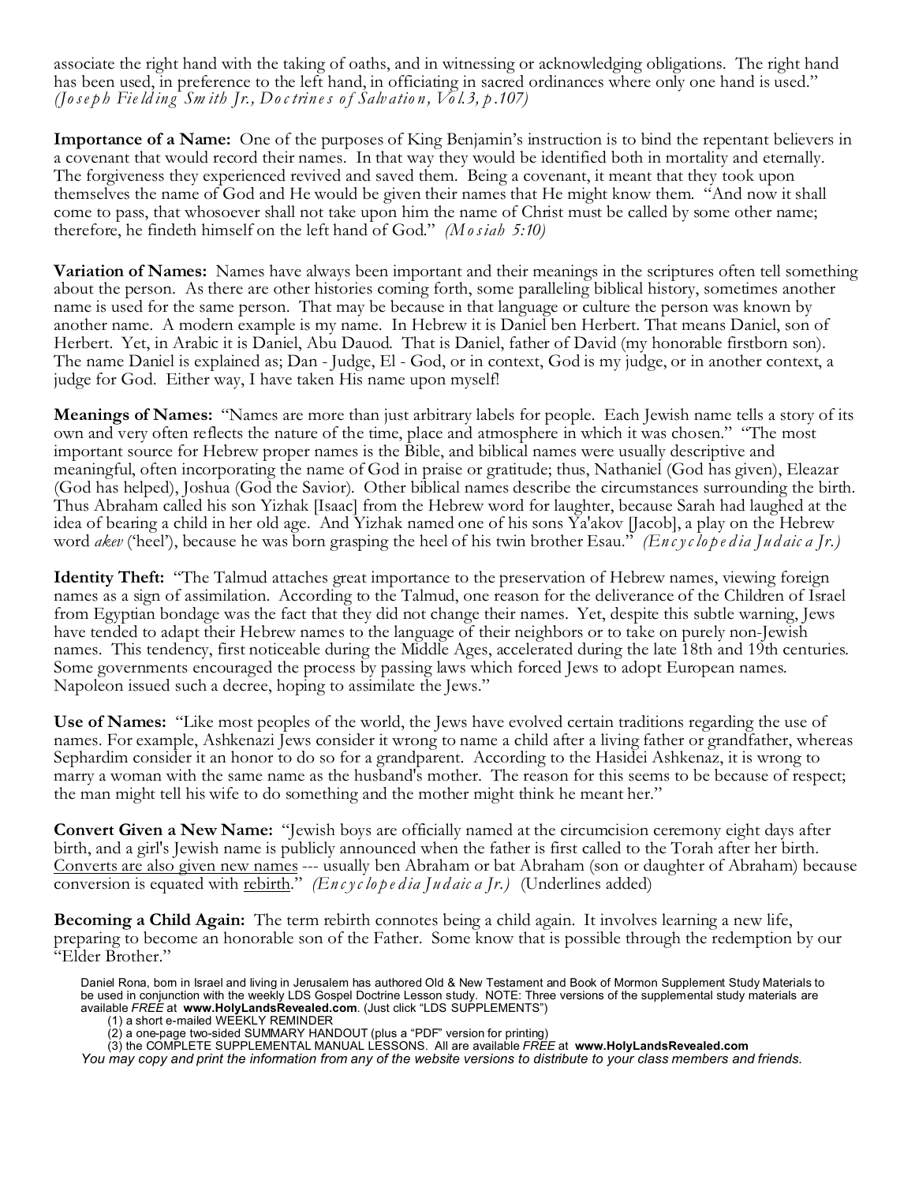associate the right hand with the taking of oaths, and in witnessing or acknowledging obligations. The right hand has been used, in preference to the left hand, in officiating in sacred ordinances where only one hand is used." *(Joseph Fielding Smith Jr., Doctrines of Salvation, Vol.3, p.107)*

**Importance of a Name:** One of the purposes of King Benjamin's instruction is to bind the repentant believers in a covenant that would record their names. In that way they would be identified both in mortality and eternally. The forgiveness they experienced revived and saved them. Being a covenant, it meant that they took upon themselves the name of God and He would be given their names that He might know them. "And now it shall come to pass, that whosoever shall not take upon him the name of Christ must be called by some other name; therefore, he findeth himself on the left hand of God." *(Mosiah 5:10)*

**Variation of Names:** Names have always been important and their meanings in the scriptures often tell something about the person. As there are other histories coming forth, some paralleling biblical history, sometimes another name is used for the same person. That may be because in that language or culture the person was known by another name. A modern example is my name. In Hebrew it is Daniel ben Herbert. That means Daniel, son of Herbert. Yet, in Arabic it is Daniel, Abu Dauod. That is Daniel, father of David (my honorable firstborn son). The name Daniel is explained as; Dan - Judge, El - God, or in context, God is my judge, or in another context, a judge for God. Either way, I have taken His name upon myself!

**Meanings of Names:** "Names are more than just arbitrary labels for people. Each Jewish name tells a story of its own and very often reflects the nature of the time, place and atmosphere in which it was chosen." "The most important source for Hebrew proper names is the Bible, and biblical names were usually descriptive and meaningful, often incorporating the name of God in praise or gratitude; thus, Nathaniel (God has given), Eleazar (God has helped), Joshua (God the Savior). Other biblical names describe the circumstances surrounding the birth. Thus Abraham called his son Yizhak [Isaac] from the Hebrew word for laughter, because Sarah had laughed at the idea of bearing a child in her old age. And Yizhak named one of his sons Ya'akov [Jacob], a play on the Hebrew word *akev* ('heel'), because he was born grasping the heel of his twin brother Esau." *(Encyclopedia Judaica Jr.)*

**Identity Theft:** "The Talmud attaches great importance to the preservation of Hebrew names, viewing foreign names as a sign of assimilation. According to the Talmud, one reason for the deliverance of the Children of Israel from Egyptian bondage was the fact that they did not change their names. Yet, despite this subtle warning, Jews have tended to adapt their Hebrew names to the language of their neighbors or to take on purely non-Jewish names. This tendency, first noticeable during the Middle Ages, accelerated during the late 18th and 19th centuries. Some governments encouraged the process by passing laws which forced Jews to adopt European names. Napoleon issued such a decree, hoping to assimilate the Jews."

**Use of Names:** "Like most peoples of the world, the Jews have evolved certain traditions regarding the use of names. For example, Ashkenazi Jews consider it wrong to name a child after a living father or grandfather, whereas Sephardim consider it an honor to do so for a grandparent. According to the Hasidei Ashkenaz, it is wrong to marry a woman with the same name as the husband's mother. The reason for this seems to be because of respect; the man might tell his wife to do something and the mother might think he meant her."

**Convert Given a New Name:** "Jewish boys are officially named at the circumcision ceremony eight days after birth, and a girl's Jewish name is publicly announced when the father is first called to the Torah after her birth. <u>Converts are also given new names</u> --- usually ben Abraham or bat Abraham (son or daughter of Abraham) because conversion is equated with <u>rebirth</u>." *(Encyclopedia Judaica Jr.)* (Underlines added)

**Becoming a Child Again:** The term rebirth connotes being a child again. It involves learning a new life, preparing to become an honorable son of the Father. Some know that is possible through the redemption by our "Elder Brother."

Daniel Rona, born in Israel and living in Jerusalem has authored Old & New Testament and Book of Mormon Supplement Study Materials to be used in conjunction with the weekly LDS Gospel Doctrine Lesson study. NOTE: Three versions of the supplemental study materials are available *FREE* at **www.HolyLandsRevealed.com**. (Just click "LDS SUPPLEMENTS")

(1) a short e-mailed WEEKLY REMINDER
(2) a one-page two-sided SUMMARY HANDOUT (plus a "PDF" version for printing)
(3) the COMPLETE SUPPLEMENTAL MANUAL LESSONS. All are available *FREE* at **www.HolyLandsRevealed.com**

*You may copy and print the information from any of the website versions to distribute to your class members and friends.*